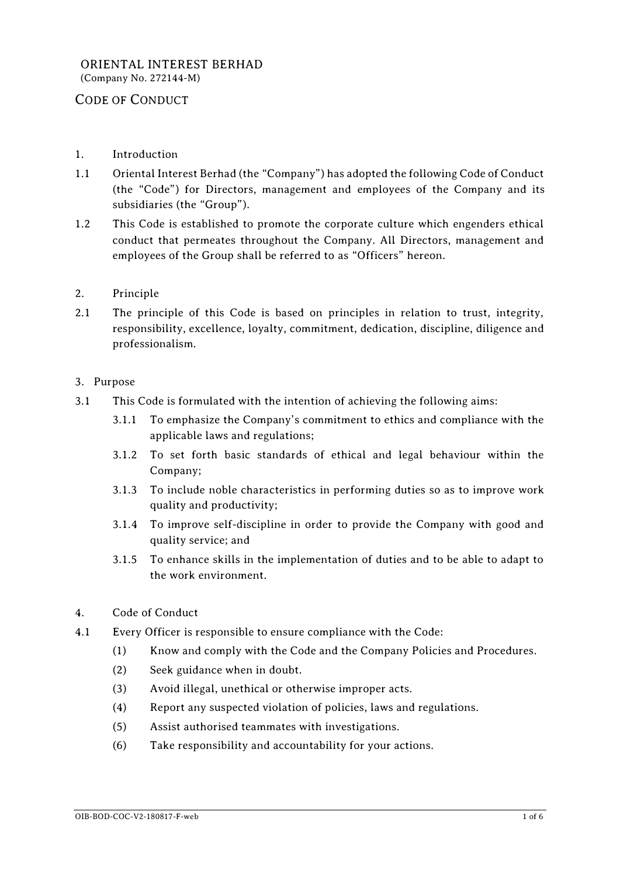# ORIENTAL INTEREST BERHAD

(Company No. 272144-M)

## CODE OF CONDUCT

### 1. Introduction

1.1 Oriental Interest Berhad (the "Company") has adopted the following Code of Conduct (the "Code") for Directors, management and employees of the Company and its subsidiaries (the "Group").

1.2 This Code is established to promote the corporate culture which engenders ethical conduct that permeates throughout the Company. All Directors, management and employees of the Group shall be referred to as "Officers" hereon.

### 2. Principle

2.1 The principle of this Code is based on principles in relation to trust, integrity, responsibility, excellence, loyalty, commitment, dedication, discipline, diligence and professionalism.

### 3. Purpose

3.1 This Code is formulated with the intention of achieving the following aims:

- 3.1.1 To emphasize the Company's commitment to ethics and compliance with the applicable laws and regulations;
- 3.1.2 To set forth basic standards of ethical and legal behaviour within the Company;
- 3.1.3 To include noble characteristics in performing duties so as to improve work quality and productivity;
- 3.1.4 To improve self-discipline in order to provide the Company with good and quality service; and
- 3.1.5 To enhance skills in the implementation of duties and to be able to adapt to the work environment.

### 4. Code of Conduct

4.1 Every Officer is responsible to ensure compliance with the Code:

- (1) Know and comply with the Code and the Company Policies and Procedures.
- (2) Seek guidance when in doubt.
- (3) Avoid illegal, unethical or otherwise improper acts.
- (4) Report any suspected violation of policies, laws and regulations.
- (5) Assist authorised teammates with investigations.
- (6) Take responsibility and accountability for your actions.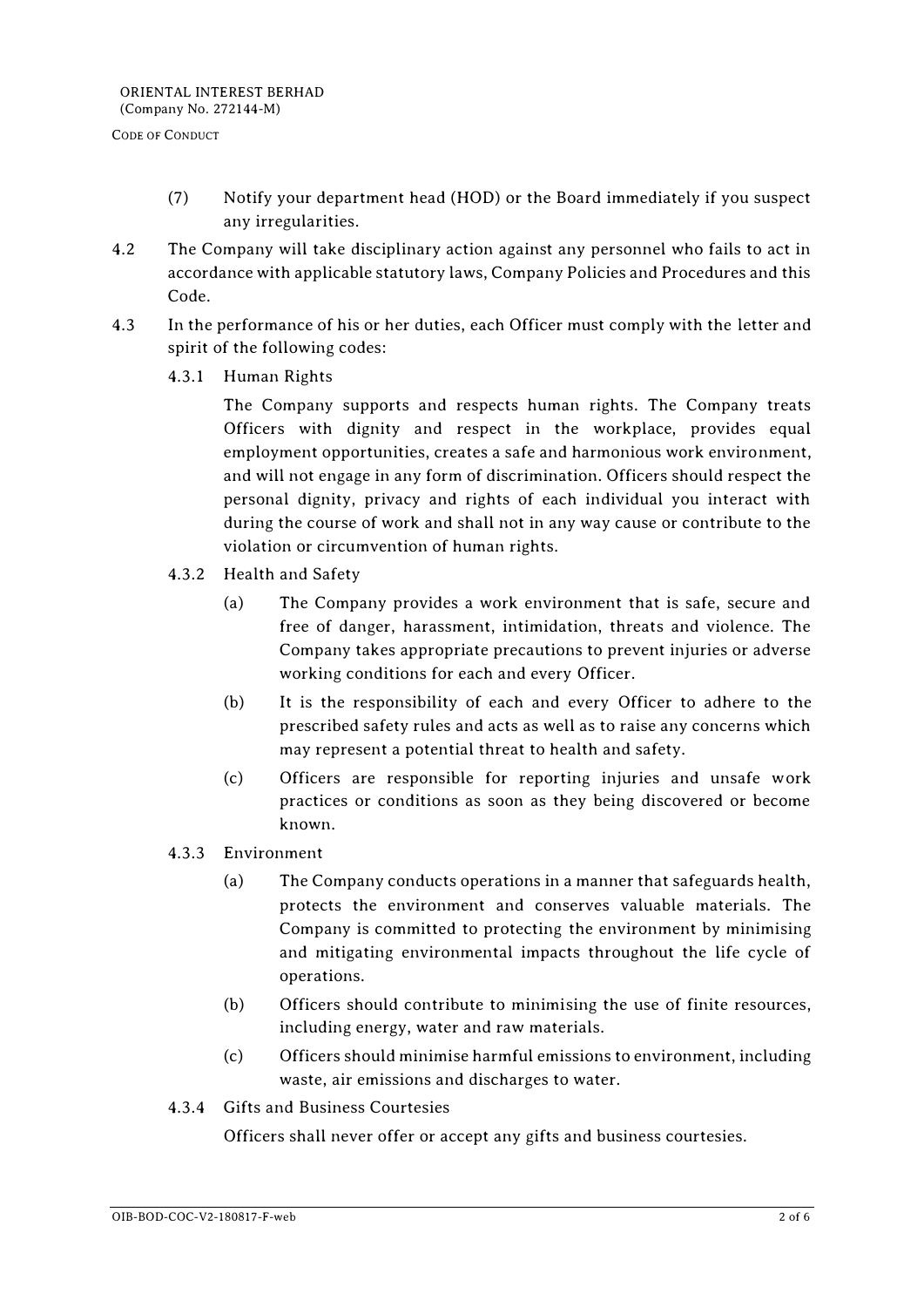(7) Notify your department head (HOD) or the Board immediately if you suspect any irregularities.

4.2 The Company will take disciplinary action against any personnel who fails to act in accordance with applicable statutory laws, Company Policies and Procedures and this Code.

4.3 In the performance of his or her duties, each Officer must comply with the letter and spirit of the following codes:

4.3.1 Human Rights

The Company supports and respects human rights. The Company treats Officers with dignity and respect in the workplace, provides equal employment opportunities, creates a safe and harmonious work environment, and will not engage in any form of discrimination. Officers should respect the personal dignity, privacy and rights of each individual you interact with during the course of work and shall not in any way cause or contribute to the violation or circumvention of human rights.

4.3.2 Health and Safety

(a) The Company provides a work environment that is safe, secure and free of danger, harassment, intimidation, threats and violence. The Company takes appropriate precautions to prevent injuries or adverse working conditions for each and every Officer.

(b) It is the responsibility of each and every Officer to adhere to the prescribed safety rules and acts as well as to raise any concerns which may represent a potential threat to health and safety.

(c) Officers are responsible for reporting injuries and unsafe work practices or conditions as soon as they being discovered or become known.

4.3.3 Environment

(a) The Company conducts operations in a manner that safeguards health, protects the environment and conserves valuable materials. The Company is committed to protecting the environment by minimising and mitigating environmental impacts throughout the life cycle of operations.

(b) Officers should contribute to minimising the use of finite resources, including energy, water and raw materials.

(c) Officers should minimise harmful emissions to environment, including waste, air emissions and discharges to water.

4.3.4 Gifts and Business Courtesies

Officers shall never offer or accept any gifts and business courtesies.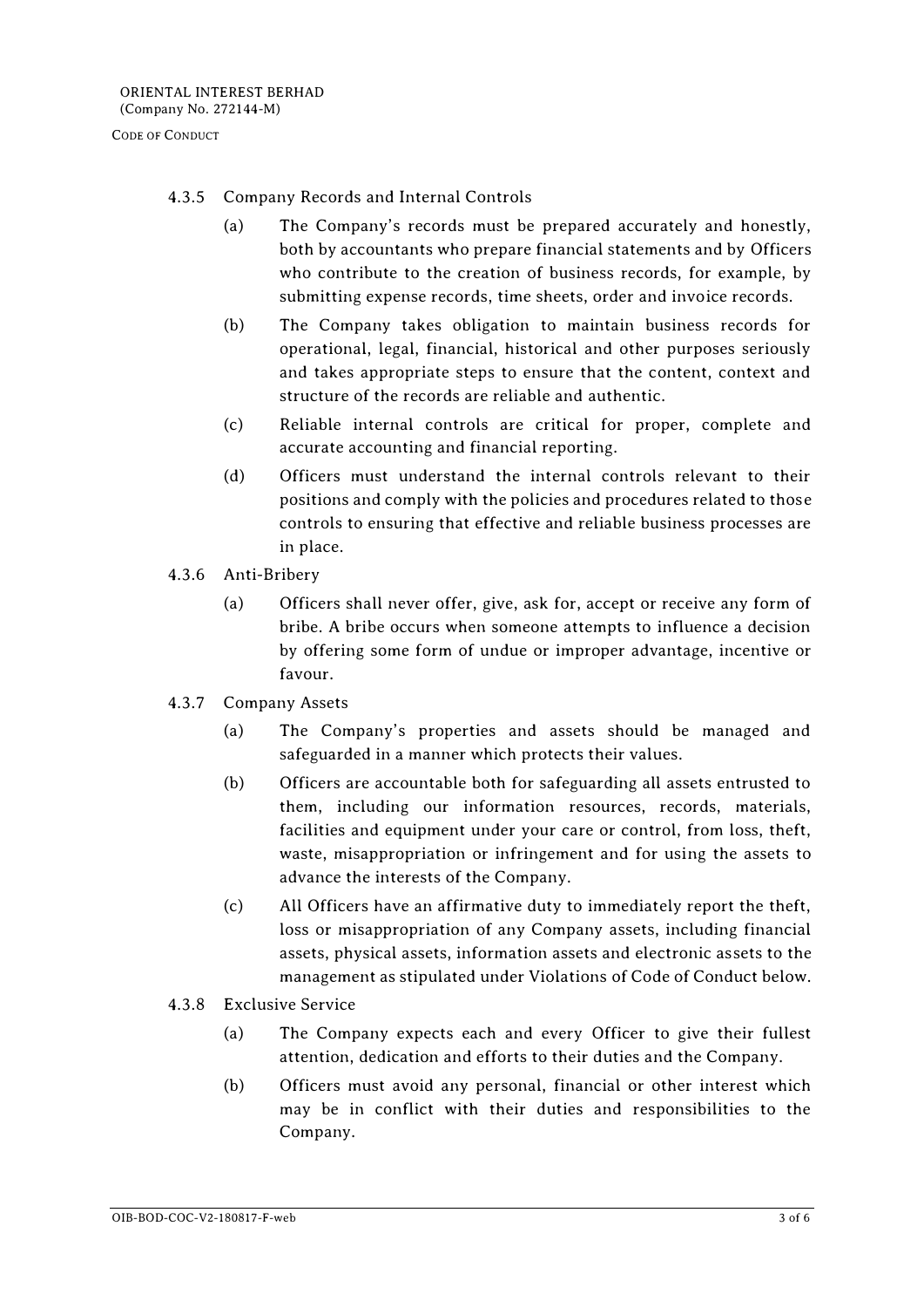#### 4.3.5 Company Records and Internal Controls

(a) The Company's records must be prepared accurately and honestly, both by accountants who prepare financial statements and by Officers who contribute to the creation of business records, for example, by submitting expense records, time sheets, order and invoice records.

(b) The Company takes obligation to maintain business records for operational, legal, financial, historical and other purposes seriously and takes appropriate steps to ensure that the content, context and structure of the records are reliable and authentic.

(c) Reliable internal controls are critical for proper, complete and accurate accounting and financial reporting.

(d) Officers must understand the internal controls relevant to their positions and comply with the policies and procedures related to those controls to ensuring that effective and reliable business processes are in place.

#### 4.3.6 Anti-Bribery

(a) Officers shall never offer, give, ask for, accept or receive any form of bribe. A bribe occurs when someone attempts to influence a decision by offering some form of undue or improper advantage, incentive or favour.

#### 4.3.7 Company Assets

(a) The Company's properties and assets should be managed and safeguarded in a manner which protects their values.

(b) Officers are accountable both for safeguarding all assets entrusted to them, including our information resources, records, materials, facilities and equipment under your care or control, from loss, theft, waste, misappropriation or infringement and for using the assets to advance the interests of the Company.

(c) All Officers have an affirmative duty to immediately report the theft, loss or misappropriation of any Company assets, including financial assets, physical assets, information assets and electronic assets to the management as stipulated under Violations of Code of Conduct below.

#### 4.3.8 Exclusive Service

(a) The Company expects each and every Officer to give their fullest attention, dedication and efforts to their duties and the Company.

(b) Officers must avoid any personal, financial or other interest which may be in conflict with their duties and responsibilities to the Company.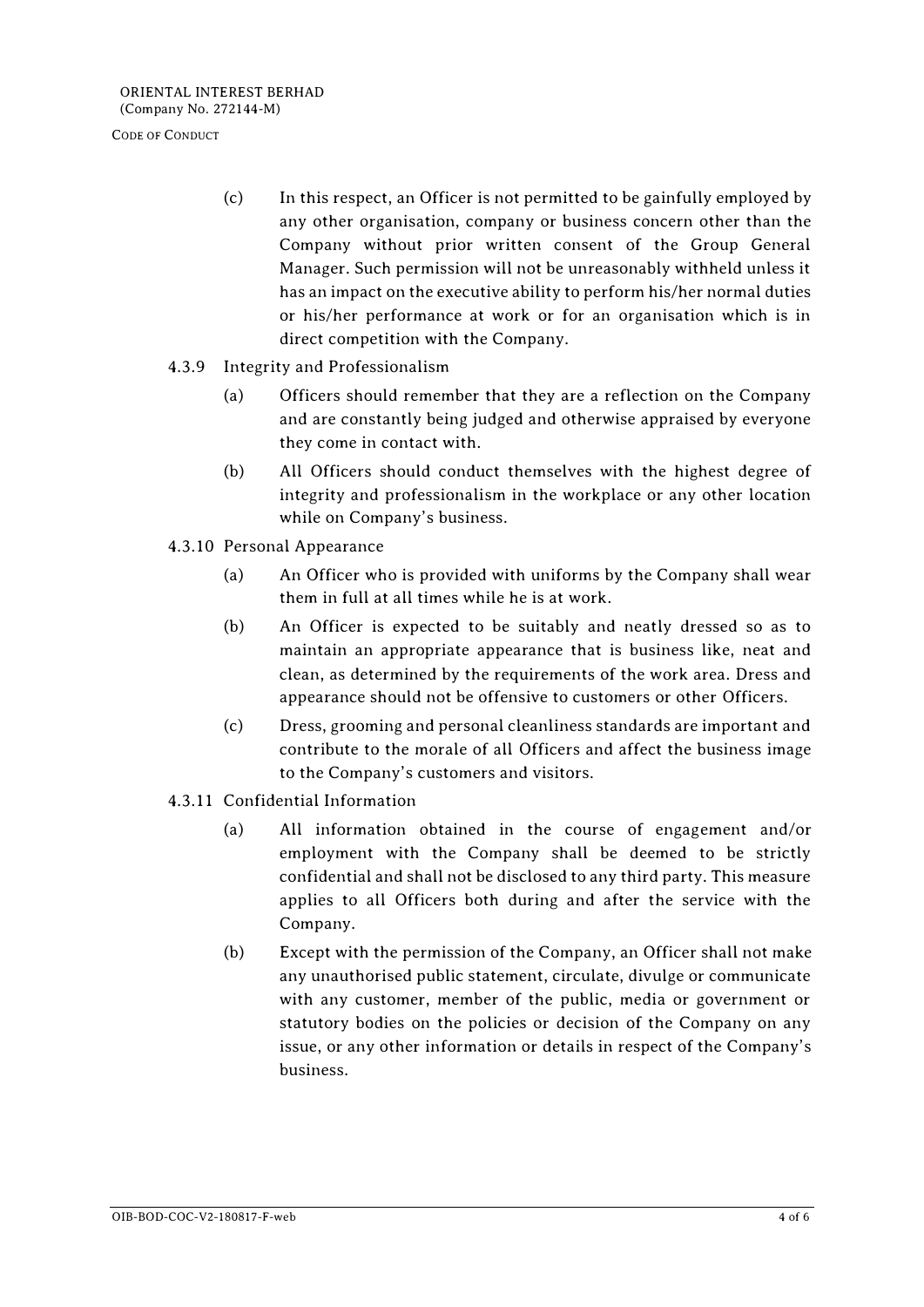(c) In this respect, an Officer is not permitted to be gainfully employed by any other organisation, company or business concern other than the Company without prior written consent of the Group General Manager. Such permission will not be unreasonably withheld unless it has an impact on the executive ability to perform his/her normal duties or his/her performance at work or for an organisation which is in direct competition with the Company.

4.3.9 Integrity and Professionalism

(a) Officers should remember that they are a reflection on the Company and are constantly being judged and otherwise appraised by everyone they come in contact with.

(b) All Officers should conduct themselves with the highest degree of integrity and professionalism in the workplace or any other location while on Company's business.

4.3.10 Personal Appearance

(a) An Officer who is provided with uniforms by the Company shall wear them in full at all times while he is at work.

(b) An Officer is expected to be suitably and neatly dressed so as to maintain an appropriate appearance that is business like, neat and clean, as determined by the requirements of the work area. Dress and appearance should not be offensive to customers or other Officers.

(c) Dress, grooming and personal cleanliness standards are important and contribute to the morale of all Officers and affect the business image to the Company's customers and visitors.

4.3.11 Confidential Information

(a) All information obtained in the course of engagement and/or employment with the Company shall be deemed to be strictly confidential and shall not be disclosed to any third party. This measure applies to all Officers both during and after the service with the Company.

(b) Except with the permission of the Company, an Officer shall not make any unauthorised public statement, circulate, divulge or communicate with any customer, member of the public, media or government or statutory bodies on the policies or decision of the Company on any issue, or any other information or details in respect of the Company's business.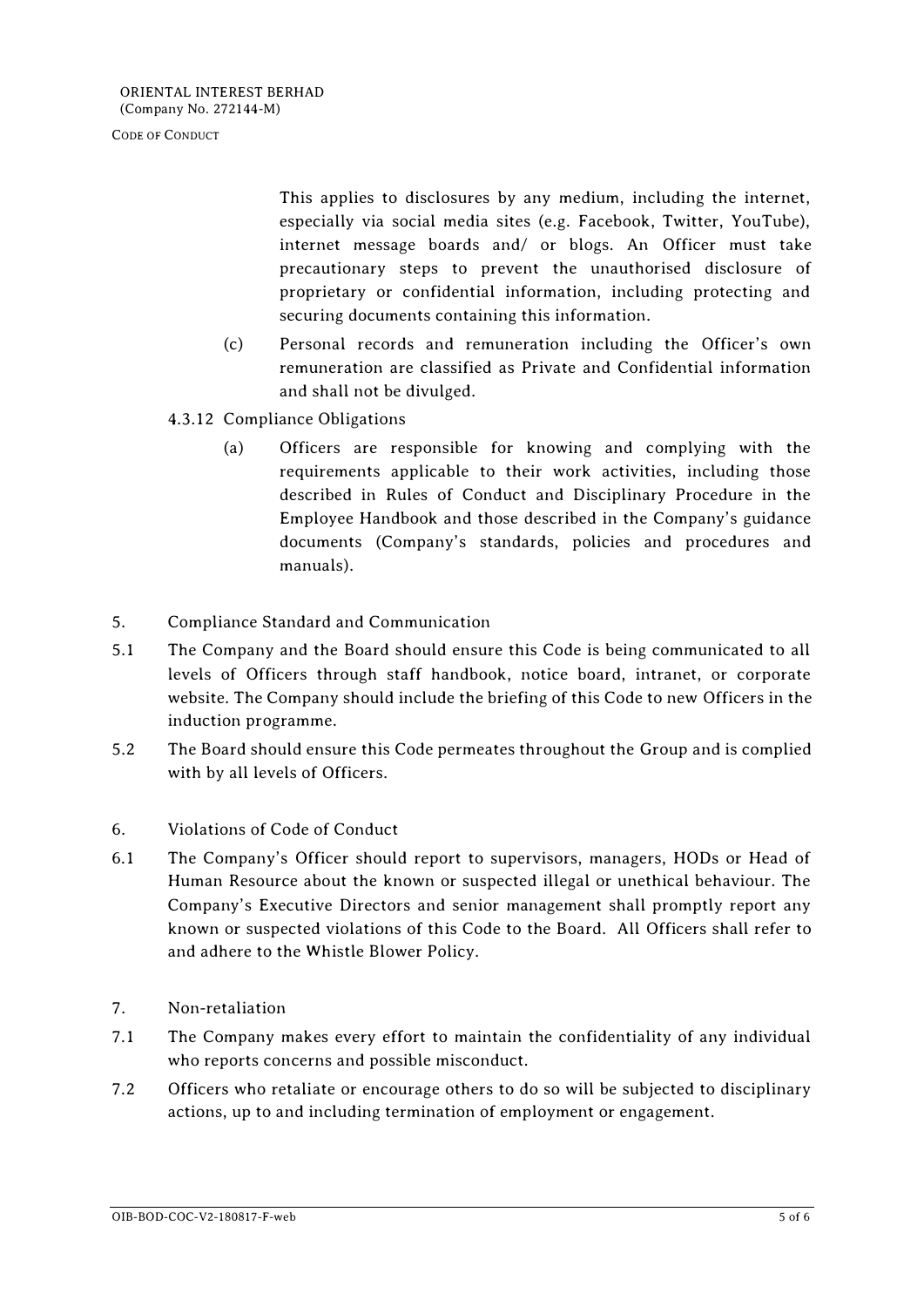This applies to disclosures by any medium, including the internet, especially via social media sites (e.g. Facebook, Twitter, YouTube), internet message boards and/ or blogs. An Officer must take precautionary steps to prevent the unauthorised disclosure of proprietary or confidential information, including protecting and securing documents containing this information.

(c) Personal records and remuneration including the Officer's own remuneration are classified as Private and Confidential information and shall not be divulged.

4.3.12 Compliance Obligations

(a) Officers are responsible for knowing and complying with the requirements applicable to their work activities, including those described in Rules of Conduct and Disciplinary Procedure in the Employee Handbook and those described in the Company's guidance documents (Company's standards, policies and procedures and manuals).

## 5. Compliance Standard and Communication

5.1 The Company and the Board should ensure this Code is being communicated to all levels of Officers through staff handbook, notice board, intranet, or corporate website. The Company should include the briefing of this Code to new Officers in the induction programme.

5.2 The Board should ensure this Code permeates throughout the Group and is complied with by all levels of Officers.

## 6. Violations of Code of Conduct

6.1 The Company's Officer should report to supervisors, managers, HODs or Head of Human Resource about the known or suspected illegal or unethical behaviour. The Company's Executive Directors and senior management shall promptly report any known or suspected violations of this Code to the Board. All Officers shall refer to and adhere to the Whistle Blower Policy.

## 7. Non-retaliation

7.1 The Company makes every effort to maintain the confidentiality of any individual who reports concerns and possible misconduct.

7.2 Officers who retaliate or encourage others to do so will be subjected to disciplinary actions, up to and including termination of employment or engagement.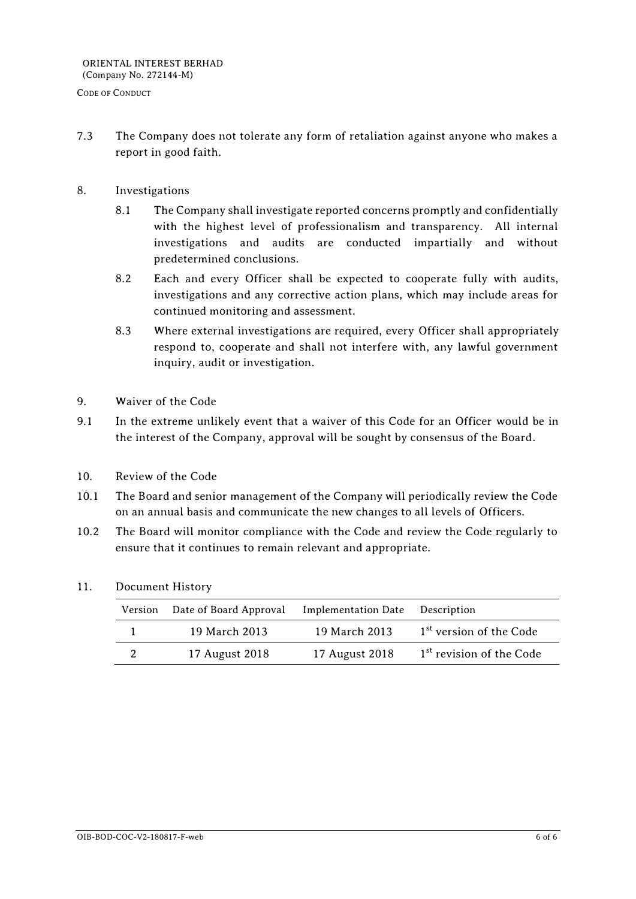7.3 The Company does not tolerate any form of retaliation against anyone who makes a report in good faith.

## 8. Investigations

8.1 The Company shall investigate reported concerns promptly and confidentially with the highest level of professionalism and transparency. All internal investigations and audits are conducted impartially and without predetermined conclusions.

8.2 Each and every Officer shall be expected to cooperate fully with audits, investigations and any corrective action plans, which may include areas for continued monitoring and assessment.

8.3 Where external investigations are required, every Officer shall appropriately respond to, cooperate and shall not interfere with, any lawful government inquiry, audit or investigation.

## 9. Waiver of the Code

9.1 In the extreme unlikely event that a waiver of this Code for an Officer would be in the interest of the Company, approval will be sought by consensus of the Board.

## 10. Review of the Code

10.1 The Board and senior management of the Company will periodically review the Code on an annual basis and communicate the new changes to all levels of Officers.

10.2 The Board will monitor compliance with the Code and review the Code regularly to ensure that it continues to remain relevant and appropriate.

## 11. Document History

| Version | Date of Board Approval | Implementation Date | Description |
|---|---|---|---|
| 1 | 19 March 2013 | 19 March 2013 | 1st version of the Code |
| 2 | 17 August 2018 | 17 August 2018 | 1st revision of the Code |

OIB-BOD-COC-V2-180817-F-web